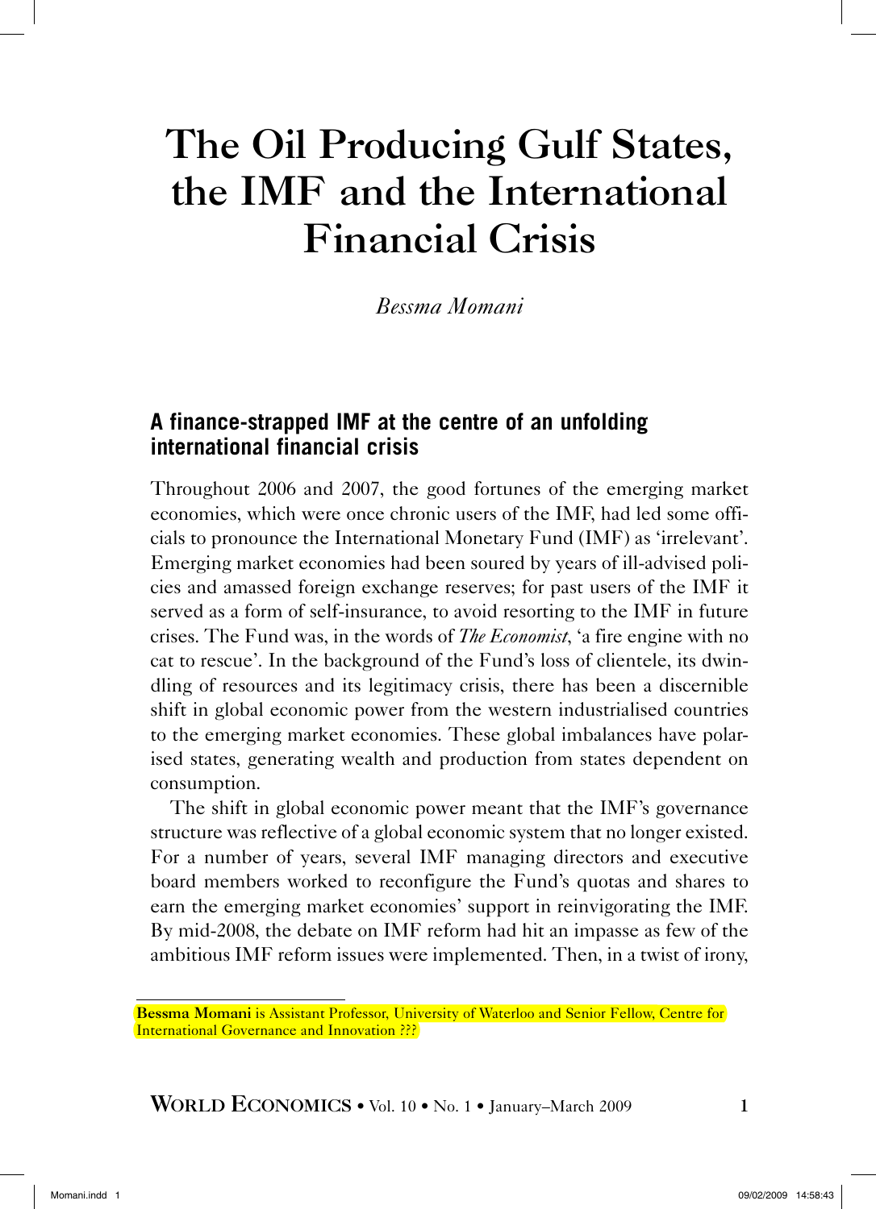# The Oil Producing Gulf States, the IMF and the International Financial Crisis

*Bessma Momani*

## A finance-strapped IMF at the centre of an unfolding international financial crisis

Throughout 2006 and 2007, the good fortunes of the emerging market economies, which were once chronic users of the IMF, had led some officials to pronounce the International Monetary Fund (IMF) as 'irrelevant'. Emerging market economies had been soured by years of ill-advised policies and amassed foreign exchange reserves; for past users of the IMF it served as a form of self-insurance, to avoid resorting to the IMF in future crises. The Fund was, in the words of *The Economist*, 'a fire engine with no cat to rescue'. In the background of the Fund's loss of clientele, its dwindling of resources and its legitimacy crisis, there has been a discernible shift in global economic power from the western industrialised countries to the emerging market economies. These global imbalances have polarised states, generating wealth and production from states dependent on consumption.

The shift in global economic power meant that the IMF's governance structure was reflective of a global economic system that no longer existed. For a number of years, several IMF managing directors and executive board members worked to reconfigure the Fund's quotas and shares to earn the emerging market economies' support in reinvigorating the IMF. By mid-2008, the debate on IMF reform had hit an impasse as few of the ambitious IMF reform issues were implemented. Then, in a twist of irony,

---

**Bessma Momani** is Assistant Professor, University of Waterloo and Senior Fellow, Centre for International Governance and Innovation ???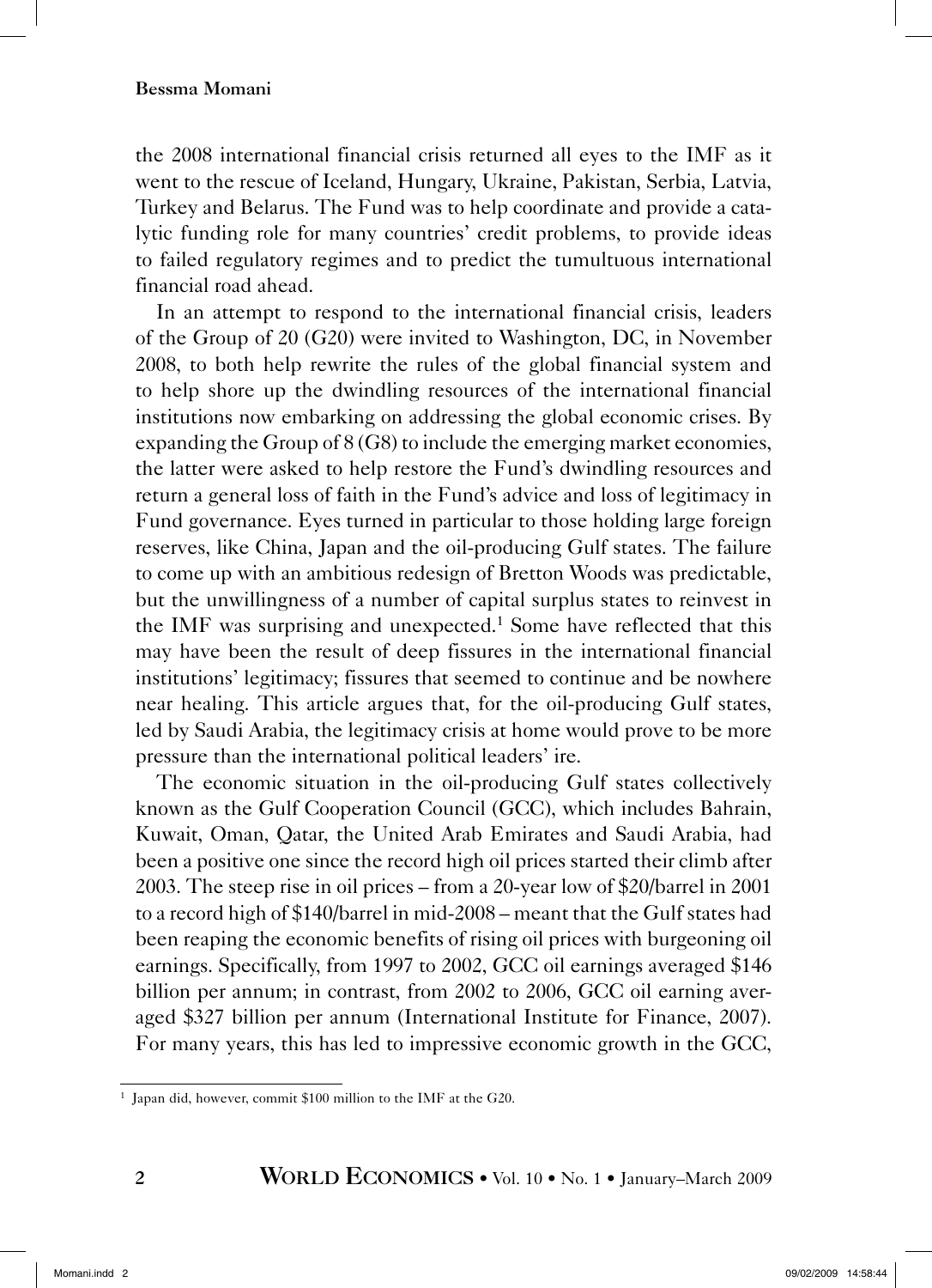the 2008 international financial crisis returned all eyes to the IMF as it went to the rescue of Iceland, Hungary, Ukraine, Pakistan, Serbia, Latvia, Turkey and Belarus. The Fund was to help coordinate and provide a catalytic funding role for many countries' credit problems, to provide ideas to failed regulatory regimes and to predict the tumultuous international financial road ahead.

In an attempt to respond to the international financial crisis, leaders of the Group of 20 (G20) were invited to Washington, DC, in November 2008, to both help rewrite the rules of the global financial system and to help shore up the dwindling resources of the international financial institutions now embarking on addressing the global economic crises. By expanding the Group of 8 (G8) to include the emerging market economies, the latter were asked to help restore the Fund's dwindling resources and return a general loss of faith in the Fund's advice and loss of legitimacy in Fund governance. Eyes turned in particular to those holding large foreign reserves, like China, Japan and the oil-producing Gulf states. The failure to come up with an ambitious redesign of Bretton Woods was predictable, but the unwillingness of a number of capital surplus states to reinvest in the IMF was surprising and unexpected.[1] Some have reflected that this may have been the result of deep fissures in the international financial institutions' legitimacy; fissures that seemed to continue and be nowhere near healing. This article argues that, for the oil-producing Gulf states, led by Saudi Arabia, the legitimacy crisis at home would prove to be more pressure than the international political leaders' ire.

The economic situation in the oil-producing Gulf states collectively known as the Gulf Cooperation Council (GCC), which includes Bahrain, Kuwait, Oman, Qatar, the United Arab Emirates and Saudi Arabia, had been a positive one since the record high oil prices started their climb after 2003. The steep rise in oil prices – from a 20-year low of $20/barrel in 2001 to a record high of $140/barrel in mid-2008 – meant that the Gulf states had been reaping the economic benefits of rising oil prices with burgeoning oil earnings. Specifically, from 1997 to 2002, GCC oil earnings averaged $146 billion per annum; in contrast, from 2002 to 2006, GCC oil earning averaged $327 billion per annum (International Institute for Finance, 2007). For many years, this has led to impressive economic growth in the GCC,

[1] Japan did, however, commit $100 million to the IMF at the G20.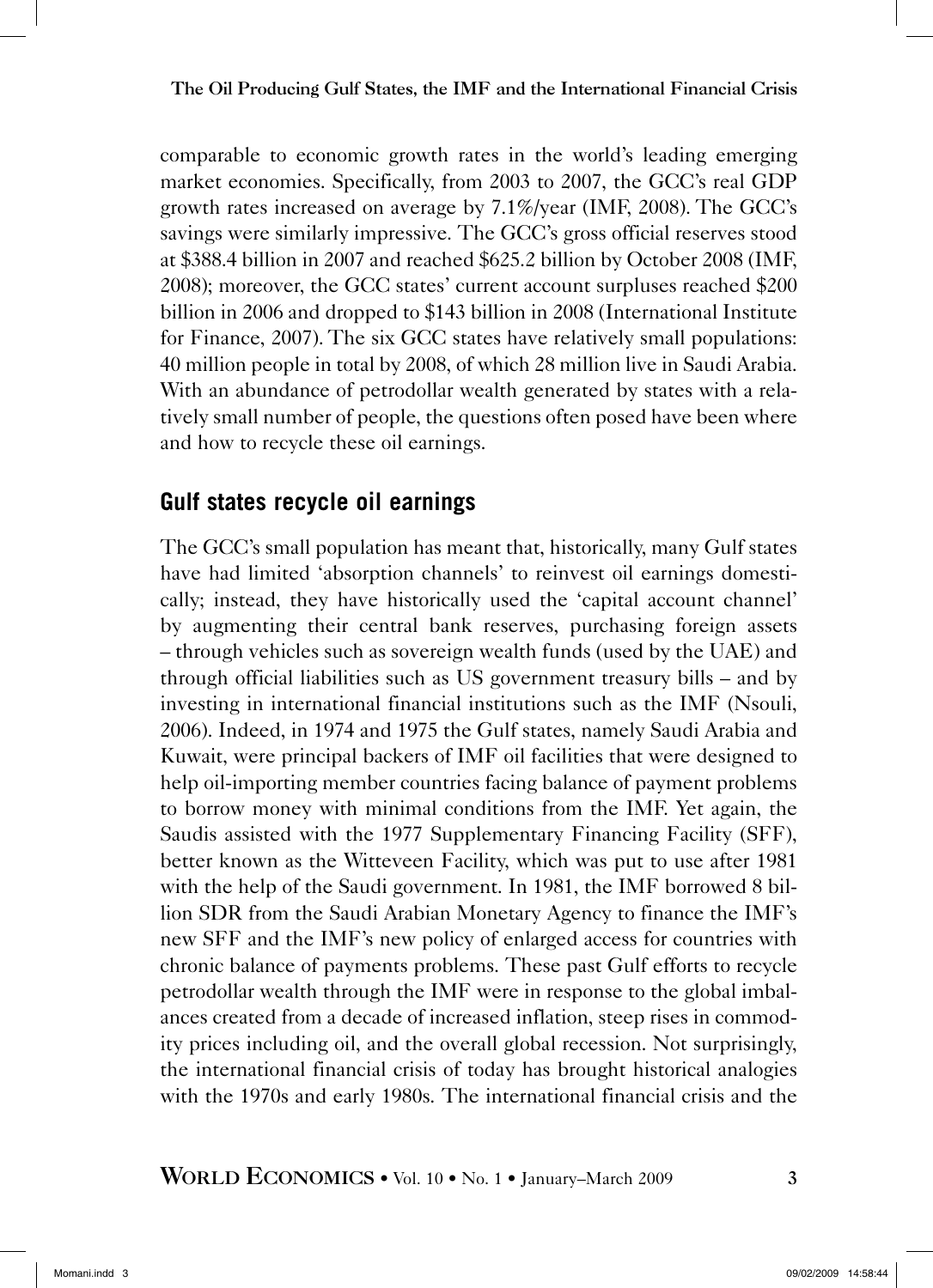comparable to economic growth rates in the world's leading emerging market economies. Specifically, from 2003 to 2007, the GCC's real GDP growth rates increased on average by 7.1%/year (IMF, 2008). The GCC's savings were similarly impressive. The GCC's gross official reserves stood at $388.4 billion in 2007 and reached $625.2 billion by October 2008 (IMF, 2008); moreover, the GCC states' current account surpluses reached $200 billion in 2006 and dropped to $143 billion in 2008 (International Institute for Finance, 2007). The six GCC states have relatively small populations: 40 million people in total by 2008, of which 28 million live in Saudi Arabia. With an abundance of petrodollar wealth generated by states with a relatively small number of people, the questions often posed have been where and how to recycle these oil earnings.

## Gulf states recycle oil earnings

The GCC's small population has meant that, historically, many Gulf states have had limited 'absorption channels' to reinvest oil earnings domestically; instead, they have historically used the 'capital account channel' by augmenting their central bank reserves, purchasing foreign assets – through vehicles such as sovereign wealth funds (used by the UAE) and through official liabilities such as US government treasury bills – and by investing in international financial institutions such as the IMF (Nsouli, 2006). Indeed, in 1974 and 1975 the Gulf states, namely Saudi Arabia and Kuwait, were principal backers of IMF oil facilities that were designed to help oil-importing member countries facing balance of payment problems to borrow money with minimal conditions from the IMF. Yet again, the Saudis assisted with the 1977 Supplementary Financing Facility (SFF), better known as the Witteveen Facility, which was put to use after 1981 with the help of the Saudi government. In 1981, the IMF borrowed 8 billion SDR from the Saudi Arabian Monetary Agency to finance the IMF's new SFF and the IMF's new policy of enlarged access for countries with chronic balance of payments problems. These past Gulf efforts to recycle petrodollar wealth through the IMF were in response to the global imbalances created from a decade of increased inflation, steep rises in commodity prices including oil, and the overall global recession. Not surprisingly, the international financial crisis of today has brought historical analogies with the 1970s and early 1980s. The international financial crisis and the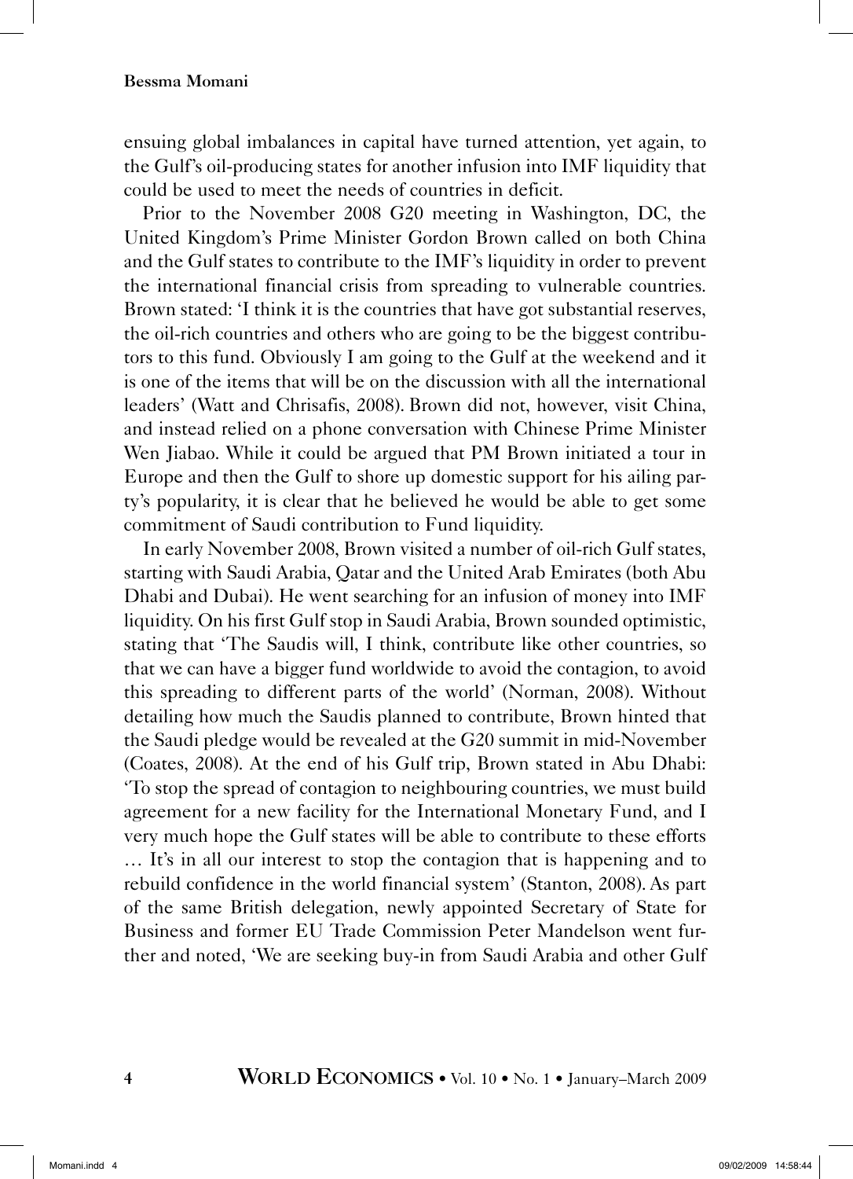ensuing global imbalances in capital have turned attention, yet again, to the Gulf's oil-producing states for another infusion into IMF liquidity that could be used to meet the needs of countries in deficit.

Prior to the November 2008 G20 meeting in Washington, DC, the United Kingdom's Prime Minister Gordon Brown called on both China and the Gulf states to contribute to the IMF's liquidity in order to prevent the international financial crisis from spreading to vulnerable countries. Brown stated: 'I think it is the countries that have got substantial reserves, the oil-rich countries and others who are going to be the biggest contributors to this fund. Obviously I am going to the Gulf at the weekend and it is one of the items that will be on the discussion with all the international leaders' (Watt and Chrisafis, 2008). Brown did not, however, visit China, and instead relied on a phone conversation with Chinese Prime Minister Wen Jiabao. While it could be argued that PM Brown initiated a tour in Europe and then the Gulf to shore up domestic support for his ailing party's popularity, it is clear that he believed he would be able to get some commitment of Saudi contribution to Fund liquidity.

In early November 2008, Brown visited a number of oil-rich Gulf states, starting with Saudi Arabia, Qatar and the United Arab Emirates (both Abu Dhabi and Dubai). He went searching for an infusion of money into IMF liquidity. On his first Gulf stop in Saudi Arabia, Brown sounded optimistic, stating that 'The Saudis will, I think, contribute like other countries, so that we can have a bigger fund worldwide to avoid the contagion, to avoid this spreading to different parts of the world' (Norman, 2008). Without detailing how much the Saudis planned to contribute, Brown hinted that the Saudi pledge would be revealed at the G20 summit in mid-November (Coates, 2008). At the end of his Gulf trip, Brown stated in Abu Dhabi: 'To stop the spread of contagion to neighbouring countries, we must build agreement for a new facility for the International Monetary Fund, and I very much hope the Gulf states will be able to contribute to these efforts … It's in all our interest to stop the contagion that is happening and to rebuild confidence in the world financial system' (Stanton, 2008). As part of the same British delegation, newly appointed Secretary of State for Business and former EU Trade Commission Peter Mandelson went further and noted, 'We are seeking buy-in from Saudi Arabia and other Gulf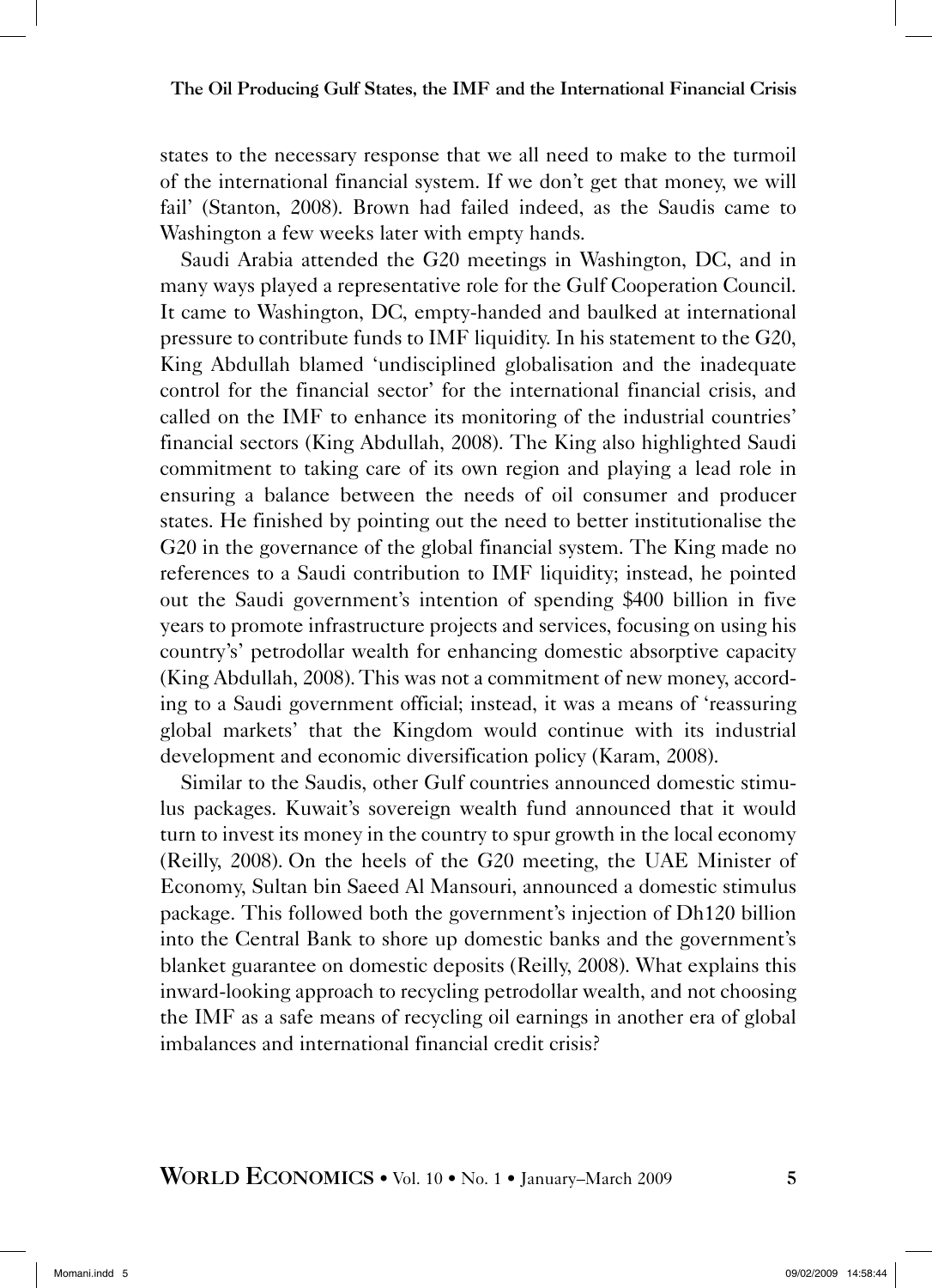states to the necessary response that we all need to make to the turmoil of the international financial system. If we don't get that money, we will fail' (Stanton, 2008). Brown had failed indeed, as the Saudis came to Washington a few weeks later with empty hands.

Saudi Arabia attended the G20 meetings in Washington, DC, and in many ways played a representative role for the Gulf Cooperation Council. It came to Washington, DC, empty-handed and baulked at international pressure to contribute funds to IMF liquidity. In his statement to the G20, King Abdullah blamed 'undisciplined globalisation and the inadequate control for the financial sector' for the international financial crisis, and called on the IMF to enhance its monitoring of the industrial countries' financial sectors (King Abdullah, 2008). The King also highlighted Saudi commitment to taking care of its own region and playing a lead role in ensuring a balance between the needs of oil consumer and producer states. He finished by pointing out the need to better institutionalise the G20 in the governance of the global financial system. The King made no references to a Saudi contribution to IMF liquidity; instead, he pointed out the Saudi government's intention of spending $400 billion in five years to promote infrastructure projects and services, focusing on using his country's' petrodollar wealth for enhancing domestic absorptive capacity (King Abdullah, 2008). This was not a commitment of new money, according to a Saudi government official; instead, it was a means of 'reassuring global markets' that the Kingdom would continue with its industrial development and economic diversification policy (Karam, 2008).

Similar to the Saudis, other Gulf countries announced domestic stimulus packages. Kuwait's sovereign wealth fund announced that it would turn to invest its money in the country to spur growth in the local economy (Reilly, 2008). On the heels of the G20 meeting, the UAE Minister of Economy, Sultan bin Saeed Al Mansouri, announced a domestic stimulus package. This followed both the government's injection of Dh120 billion into the Central Bank to shore up domestic banks and the government's blanket guarantee on domestic deposits (Reilly, 2008). What explains this inward-looking approach to recycling petrodollar wealth, and not choosing the IMF as a safe means of recycling oil earnings in another era of global imbalances and international financial credit crisis?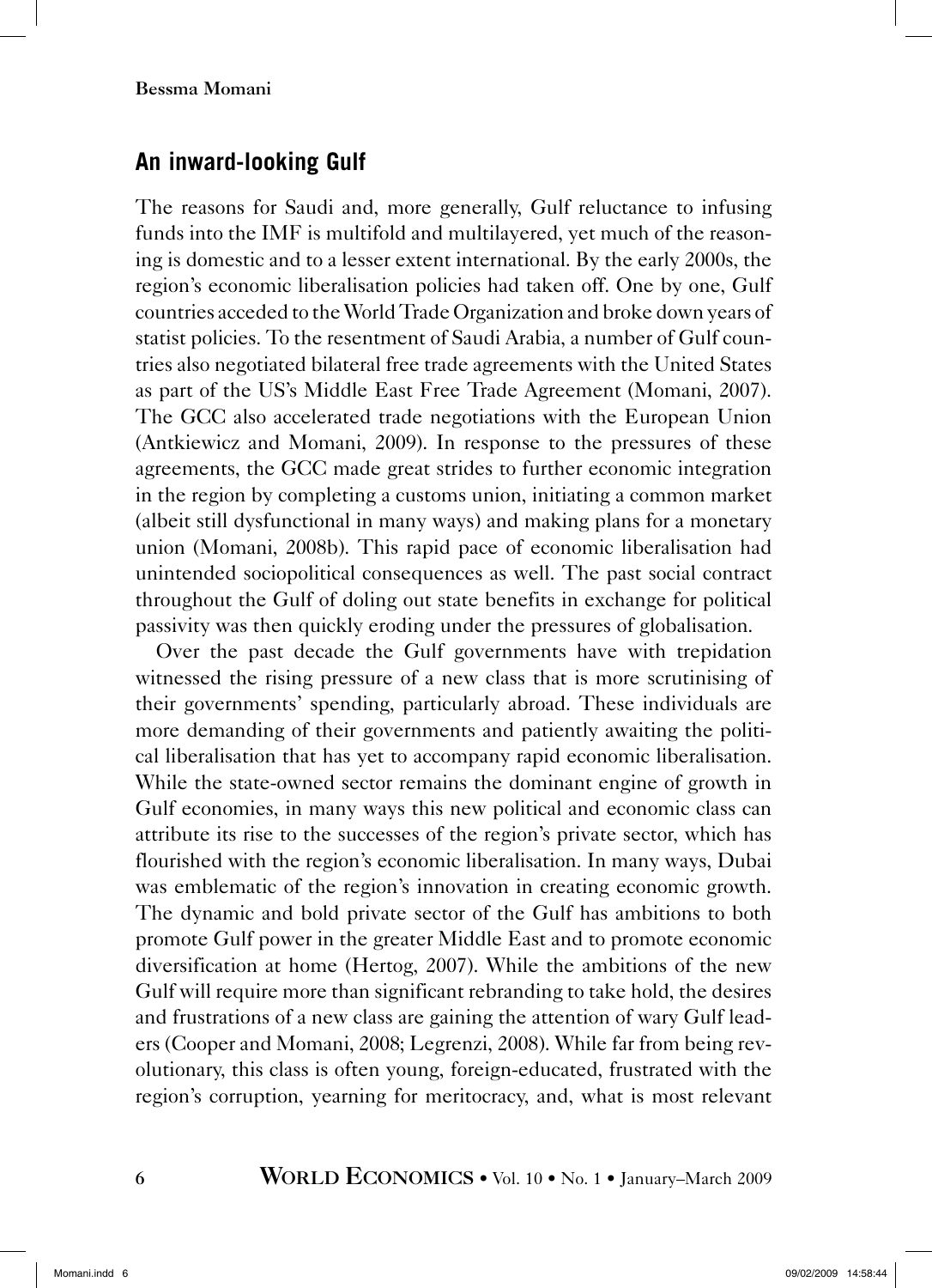## An inward-looking Gulf

The reasons for Saudi and, more generally, Gulf reluctance to infusing funds into the IMF is multifold and multilayered, yet much of the reasoning is domestic and to a lesser extent international. By the early 2000s, the region's economic liberalisation policies had taken off. One by one, Gulf countries acceded to the World Trade Organization and broke down years of statist policies. To the resentment of Saudi Arabia, a number of Gulf countries also negotiated bilateral free trade agreements with the United States as part of the US's Middle East Free Trade Agreement (Momani, 2007). The GCC also accelerated trade negotiations with the European Union (Antkiewicz and Momani, 2009). In response to the pressures of these agreements, the GCC made great strides to further economic integration in the region by completing a customs union, initiating a common market (albeit still dysfunctional in many ways) and making plans for a monetary union (Momani, 2008b). This rapid pace of economic liberalisation had unintended sociopolitical consequences as well. The past social contract throughout the Gulf of doling out state benefits in exchange for political passivity was then quickly eroding under the pressures of globalisation.

Over the past decade the Gulf governments have with trepidation witnessed the rising pressure of a new class that is more scrutinising of their governments' spending, particularly abroad. These individuals are more demanding of their governments and patiently awaiting the political liberalisation that has yet to accompany rapid economic liberalisation. While the state-owned sector remains the dominant engine of growth in Gulf economies, in many ways this new political and economic class can attribute its rise to the successes of the region's private sector, which has flourished with the region's economic liberalisation. In many ways, Dubai was emblematic of the region's innovation in creating economic growth. The dynamic and bold private sector of the Gulf has ambitions to both promote Gulf power in the greater Middle East and to promote economic diversification at home (Hertog, 2007). While the ambitions of the new Gulf will require more than significant rebranding to take hold, the desires and frustrations of a new class are gaining the attention of wary Gulf leaders (Cooper and Momani, 2008; Legrenzi, 2008). While far from being revolutionary, this class is often young, foreign-educated, frustrated with the region's corruption, yearning for meritocracy, and, what is most relevant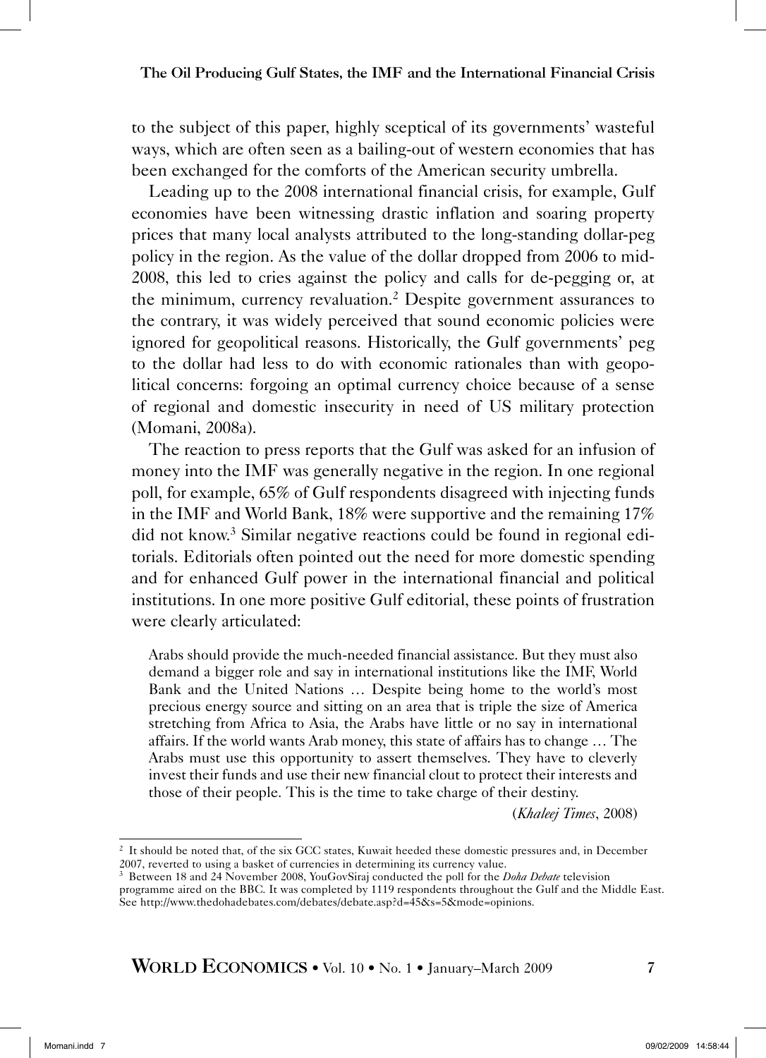to the subject of this paper, highly sceptical of its governments' wasteful ways, which are often seen as a bailing-out of western economies that has been exchanged for the comforts of the American security umbrella.

Leading up to the 2008 international financial crisis, for example, Gulf economies have been witnessing drastic inflation and soaring property prices that many local analysts attributed to the long-standing dollar-peg policy in the region. As the value of the dollar dropped from 2006 to mid-2008, this led to cries against the policy and calls for de-pegging or, at the minimum, currency revaluation.[2] Despite government assurances to the contrary, it was widely perceived that sound economic policies were ignored for geopolitical reasons. Historically, the Gulf governments' peg to the dollar had less to do with economic rationales than with geopolitical concerns: forgoing an optimal currency choice because of a sense of regional and domestic insecurity in need of US military protection (Momani, 2008a).

The reaction to press reports that the Gulf was asked for an infusion of money into the IMF was generally negative in the region. In one regional poll, for example, 65% of Gulf respondents disagreed with injecting funds in the IMF and World Bank, 18% were supportive and the remaining 17% did not know.[3] Similar negative reactions could be found in regional editorials. Editorials often pointed out the need for more domestic spending and for enhanced Gulf power in the international financial and political institutions. In one more positive Gulf editorial, these points of frustration were clearly articulated:

> Arabs should provide the much-needed financial assistance. But they must also demand a bigger role and say in international institutions like the IMF, World Bank and the United Nations … Despite being home to the world's most precious energy source and sitting on an area that is triple the size of America stretching from Africa to Asia, the Arabs have little or no say in international affairs. If the world wants Arab money, this state of affairs has to change … The Arabs must use this opportunity to assert themselves. They have to cleverly invest their funds and use their new financial clout to protect their interests and those of their people. This is the time to take charge of their destiny.
>
> (*Khaleej Times*, 2008)

---

[2] It should be noted that, of the six GCC states, Kuwait heeded these domestic pressures and, in December 2007, reverted to using a basket of currencies in determining its currency value.

[3] Between 18 and 24 November 2008, YouGovSiraj conducted the poll for the *Doha Debate* television programme aired on the BBC. It was completed by 1119 respondents throughout the Gulf and the Middle East. See http://www.thedohadebates.com/debates/debate.asp?d=45&s=5&mode=opinions.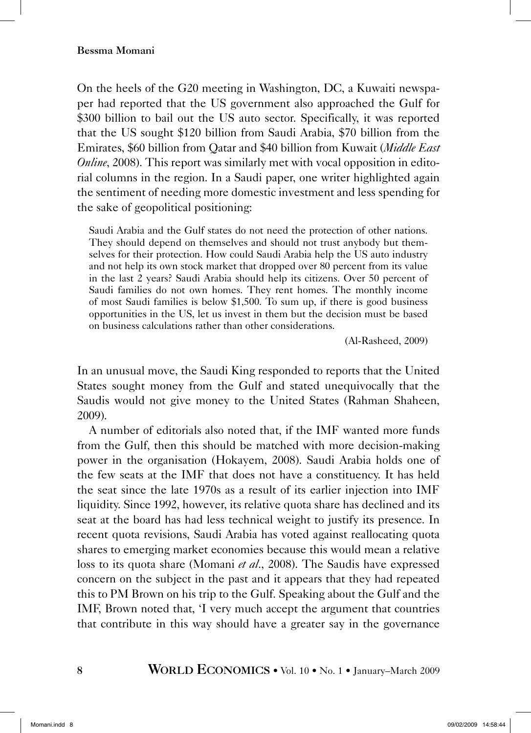On the heels of the G20 meeting in Washington, DC, a Kuwaiti newspaper had reported that the US government also approached the Gulf for $300 billion to bail out the US auto sector. Specifically, it was reported that the US sought $120 billion from Saudi Arabia, $70 billion from the Emirates, $60 billion from Qatar and $40 billion from Kuwait (*Middle East Online*, 2008). This report was similarly met with vocal opposition in editorial columns in the region. In a Saudi paper, one writer highlighted again the sentiment of needing more domestic investment and less spending for the sake of geopolitical positioning:

> Saudi Arabia and the Gulf states do not need the protection of other nations. They should depend on themselves and should not trust anybody but themselves for their protection. How could Saudi Arabia help the US auto industry and not help its own stock market that dropped over 80 percent from its value in the last 2 years? Saudi Arabia should help its citizens. Over 50 percent of Saudi families do not own homes. They rent homes. The monthly income of most Saudi families is below $1,500. To sum up, if there is good business opportunities in the US, let us invest in them but the decision must be based on business calculations rather than other considerations.
>
> (Al-Rasheed, 2009)

In an unusual move, the Saudi King responded to reports that the United States sought money from the Gulf and stated unequivocally that the Saudis would not give money to the United States (Rahman Shaheen, 2009).

A number of editorials also noted that, if the IMF wanted more funds from the Gulf, then this should be matched with more decision-making power in the organisation (Hokayem, 2008). Saudi Arabia holds one of the few seats at the IMF that does not have a constituency. It has held the seat since the late 1970s as a result of its earlier injection into IMF liquidity. Since 1992, however, its relative quota share has declined and its seat at the board has had less technical weight to justify its presence. In recent quota revisions, Saudi Arabia has voted against reallocating quota shares to emerging market economies because this would mean a relative loss to its quota share (Momani *et al.*, 2008). The Saudis have expressed concern on the subject in the past and it appears that they had repeated this to PM Brown on his trip to the Gulf. Speaking about the Gulf and the IMF, Brown noted that, 'I very much accept the argument that countries that contribute in this way should have a greater say in the governance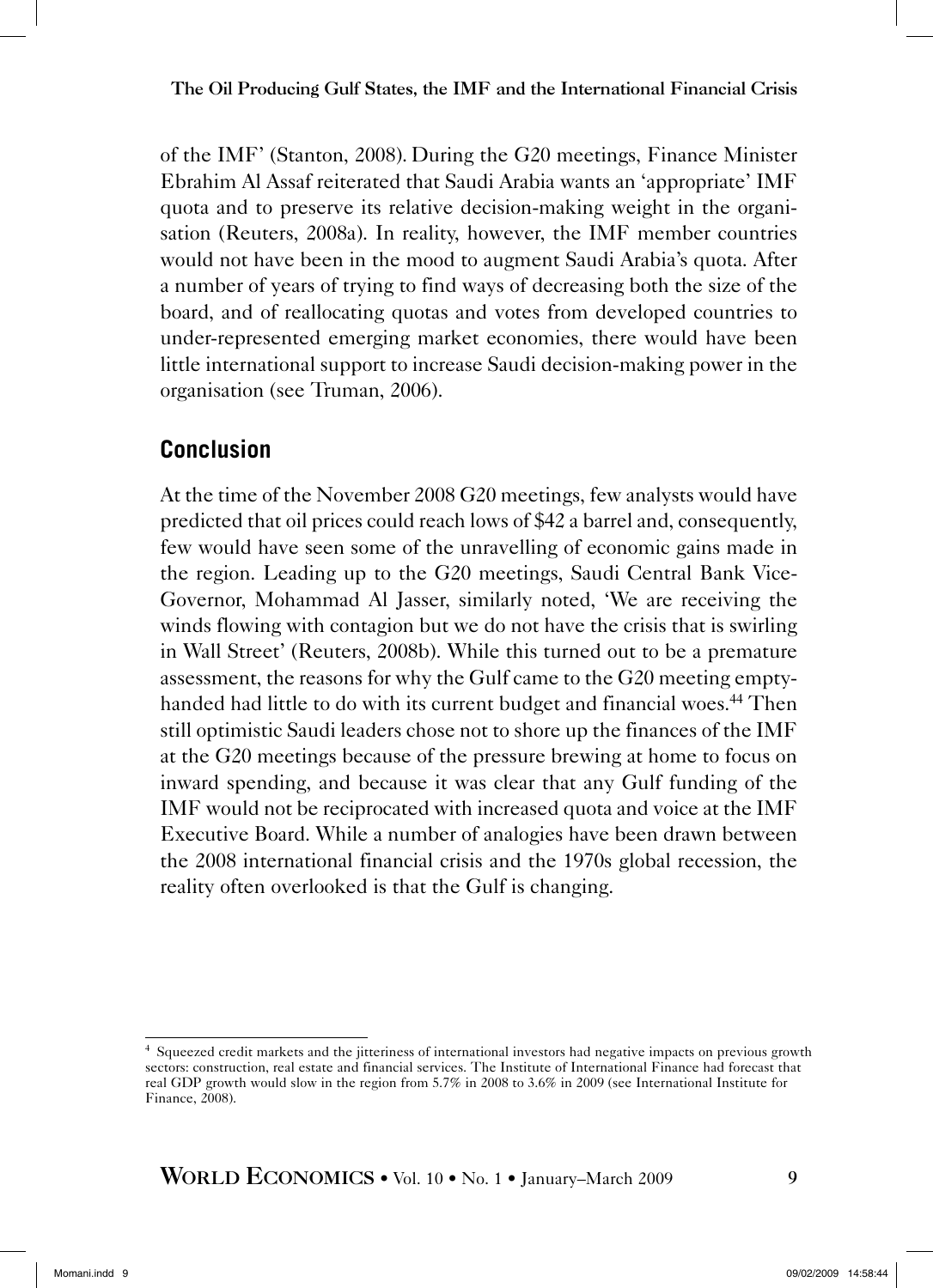of the IMF' (Stanton, 2008). During the G20 meetings, Finance Minister Ebrahim Al Assaf reiterated that Saudi Arabia wants an 'appropriate' IMF quota and to preserve its relative decision-making weight in the organisation (Reuters, 2008a). In reality, however, the IMF member countries would not have been in the mood to augment Saudi Arabia's quota. After a number of years of trying to find ways of decreasing both the size of the board, and of reallocating quotas and votes from developed countries to under-represented emerging market economies, there would have been little international support to increase Saudi decision-making power in the organisation (see Truman, 2006).

## Conclusion

At the time of the November 2008 G20 meetings, few analysts would have predicted that oil prices could reach lows of $42 a barrel and, consequently, few would have seen some of the unravelling of economic gains made in the region. Leading up to the G20 meetings, Saudi Central Bank Vice-Governor, Mohammad Al Jasser, similarly noted, 'We are receiving the winds flowing with contagion but we do not have the crisis that is swirling in Wall Street' (Reuters, 2008b). While this turned out to be a premature assessment, the reasons for why the Gulf came to the G20 meeting empty-handed had little to do with its current budget and financial woes.[4] Then still optimistic Saudi leaders chose not to shore up the finances of the IMF at the G20 meetings because of the pressure brewing at home to focus on inward spending, and because it was clear that any Gulf funding of the IMF would not be reciprocated with increased quota and voice at the IMF Executive Board. While a number of analogies have been drawn between the 2008 international financial crisis and the 1970s global recession, the reality often overlooked is that the Gulf is changing.

---

[4] Squeezed credit markets and the jitteriness of international investors had negative impacts on previous growth sectors: construction, real estate and financial services. The Institute of International Finance had forecast that real GDP growth would slow in the region from 5.7% in 2008 to 3.6% in 2009 (see International Institute for Finance, 2008).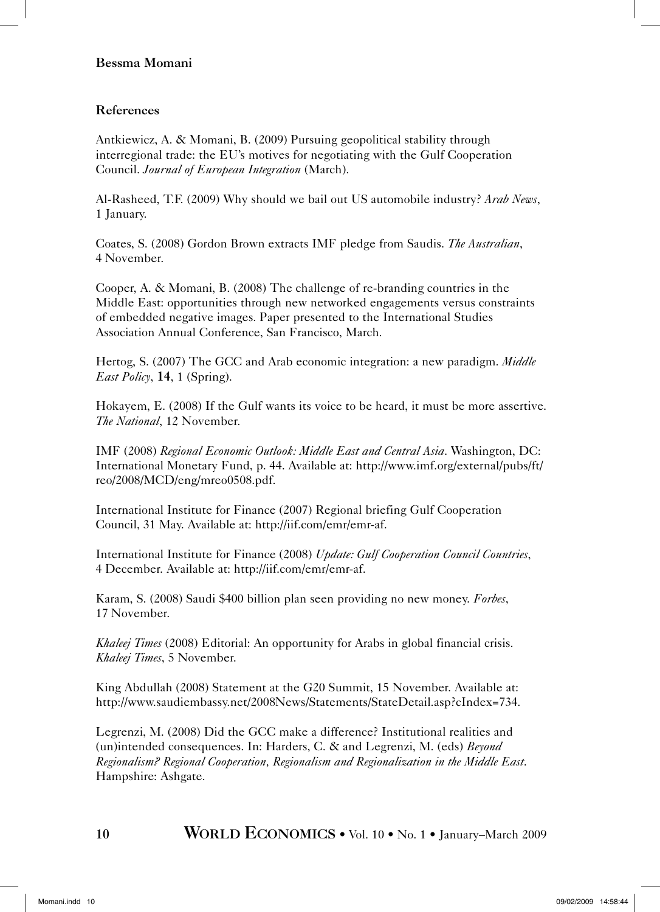## References

Antkiewicz, A. & Momani, B. (2009) Pursuing geopolitical stability through interregional trade: the EU's motives for negotiating with the Gulf Cooperation Council. *Journal of European Integration* (March).

Al-Rasheed, T.F. (2009) Why should we bail out US automobile industry? *Arab News*, 1 January.

Coates, S. (2008) Gordon Brown extracts IMF pledge from Saudis. *The Australian*, 4 November.

Cooper, A. & Momani, B. (2008) The challenge of re-branding countries in the Middle East: opportunities through new networked engagements versus constraints of embedded negative images. Paper presented to the International Studies Association Annual Conference, San Francisco, March.

Hertog, S. (2007) The GCC and Arab economic integration: a new paradigm. *Middle East Policy*, **14**, 1 (Spring).

Hokayem, E. (2008) If the Gulf wants its voice to be heard, it must be more assertive. *The National*, 12 November.

IMF (2008) *Regional Economic Outlook: Middle East and Central Asia*. Washington, DC: International Monetary Fund, p. 44. Available at: http://www.imf.org/external/pubs/ft/reo/2008/MCD/eng/mreo0508.pdf.

International Institute for Finance (2007) Regional briefing Gulf Cooperation Council, 31 May. Available at: http://iif.com/emr/emr-af.

International Institute for Finance (2008) *Update: Gulf Cooperation Council Countries*, 4 December. Available at: http://iif.com/emr/emr-af.

Karam, S. (2008) Saudi $400 billion plan seen providing no new money. *Forbes*, 17 November.

*Khaleej Times* (2008) Editorial: An opportunity for Arabs in global financial crisis. *Khaleej Times*, 5 November.

King Abdullah (2008) Statement at the G20 Summit, 15 November. Available at: http://www.saudiembassy.net/2008News/Statements/StateDetail.asp?cIndex=734.

Legrenzi, M. (2008) Did the GCC make a difference? Institutional realities and (un)intended consequences. In: Harders, C. & and Legrenzi, M. (eds) *Beyond Regionalism? Regional Cooperation, Regionalism and Regionalization in the Middle East*. Hampshire: Ashgate.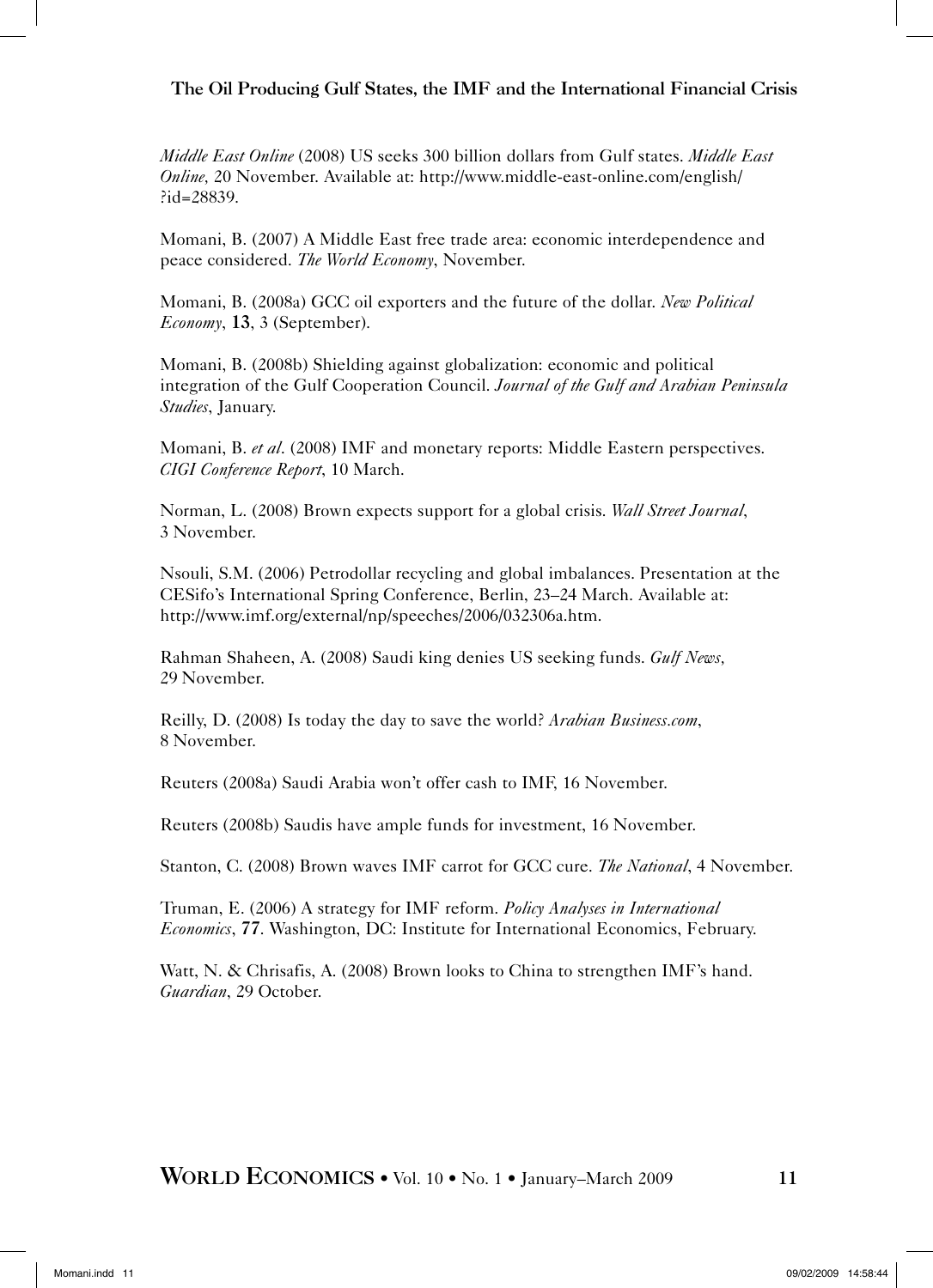*Middle East Online* (2008) US seeks 300 billion dollars from Gulf states. *Middle East Online*, 20 November. Available at: http://www.middle-east-online.com/english/?id=28839.

Momani, B. (2007) A Middle East free trade area: economic interdependence and peace considered. *The World Economy*, November.

Momani, B. (2008a) GCC oil exporters and the future of the dollar. *New Political Economy*, **13**, 3 (September).

Momani, B. (2008b) Shielding against globalization: economic and political integration of the Gulf Cooperation Council. *Journal of the Gulf and Arabian Peninsula Studies*, January.

Momani, B. *et al*. (2008) IMF and monetary reports: Middle Eastern perspectives. *CIGI Conference Report*, 10 March.

Norman, L. (2008) Brown expects support for a global crisis. *Wall Street Journal*, 3 November.

Nsouli, S.M. (2006) Petrodollar recycling and global imbalances. Presentation at the CESifo's International Spring Conference, Berlin, 23–24 March. Available at: http://www.imf.org/external/np/speeches/2006/032306a.htm.

Rahman Shaheen, A. (2008) Saudi king denies US seeking funds. *Gulf News*, 29 November.

Reilly, D. (2008) Is today the day to save the world? *Arabian Business.com*, 8 November.

Reuters (2008a) Saudi Arabia won't offer cash to IMF, 16 November.

Reuters (2008b) Saudis have ample funds for investment, 16 November.

Stanton, C. (2008) Brown waves IMF carrot for GCC cure. *The National*, 4 November.

Truman, E. (2006) A strategy for IMF reform. *Policy Analyses in International Economics*, **77**. Washington, DC: Institute for International Economics, February.

Watt, N. & Chrisafis, A. (2008) Brown looks to China to strengthen IMF's hand. *Guardian*, 29 October.